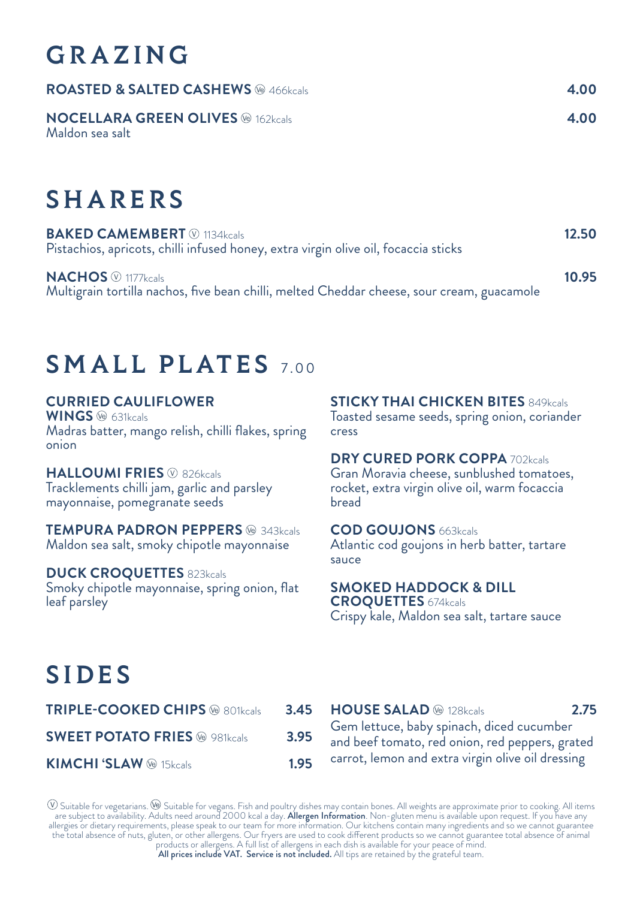# GRAZING

**ROASTED & SALTED CASHEWS** Ⓥe 466kcals — **4.00**

**NOCELLARA GREEN OLIVES** Ⓥe 162kcals — **4.00**
Maldon sea salt

# SHARERS

**BAKED CAMEMBERT** Ⓥ 1134kcals — **12.50**
Pistachios, apricots, chilli infused honey, extra virgin olive oil, focaccia sticks

**NACHOS** Ⓥ 1177kcals — **10.95**
Multigrain tortilla nachos, five bean chilli, melted Cheddar cheese, sour cream, guacamole

# SMALL PLATES 7.00

**CURRIED CAULIFLOWER WINGS** Ⓥe 631kcals
Madras batter, mango relish, chilli flakes, spring onion

**HALLOUMI FRIES** Ⓥ 826kcals
Tracklements chilli jam, garlic and parsley mayonnaise, pomegranate seeds

**TEMPURA PADRON PEPPERS** Ⓥe 343kcals
Maldon sea salt, smoky chipotle mayonnaise

**DUCK CROQUETTES** 823kcals
Smoky chipotle mayonnaise, spring onion, flat leaf parsley

**STICKY THAI CHICKEN BITES** 849kcals
Toasted sesame seeds, spring onion, coriander cress

**DRY CURED PORK COPPA** 702kcals
Gran Moravia cheese, sunblushed tomatoes, rocket, extra virgin olive oil, warm focaccia bread

**COD GOUJONS** 663kcals
Atlantic cod goujons in herb batter, tartare sauce

**SMOKED HADDOCK & DILL CROQUETTES** 674kcals
Crispy kale, Maldon sea salt, tartare sauce

# SIDES

**TRIPLE-COOKED CHIPS** Ⓥe 801kcals — **3.45**

**SWEET POTATO FRIES** Ⓥe 981kcals — **3.95**

**KIMCHI 'SLAW** Ⓥe 15kcals — **1.95**

**HOUSE SALAD** Ⓥe 128kcals — **2.75**
Gem lettuce, baby spinach, diced cucumber and beef tomato, red onion, red peppers, grated carrot, lemon and extra virgin olive oil dressing

Ⓥ Suitable for vegetarians. Ⓥe Suitable for vegans. Fish and poultry dishes may contain bones. All weights are approximate prior to cooking. All items are subject to availability. Adults need around 2000 kcal a day. **Allergen Information**. Non-gluten menu is available upon request. If you have any allergies or dietary requirements, please speak to our team for more information. Our kitchens contain many ingredients and so we cannot guarantee the total absence of nuts, gluten, or other allergens. Our fryers are used to cook different products so we cannot guarantee total absence of animal products or allergens. A full list of allergens in each dish is available for your peace of mind.
**All prices include VAT. Service is not included.** All tips are retained by the grateful team.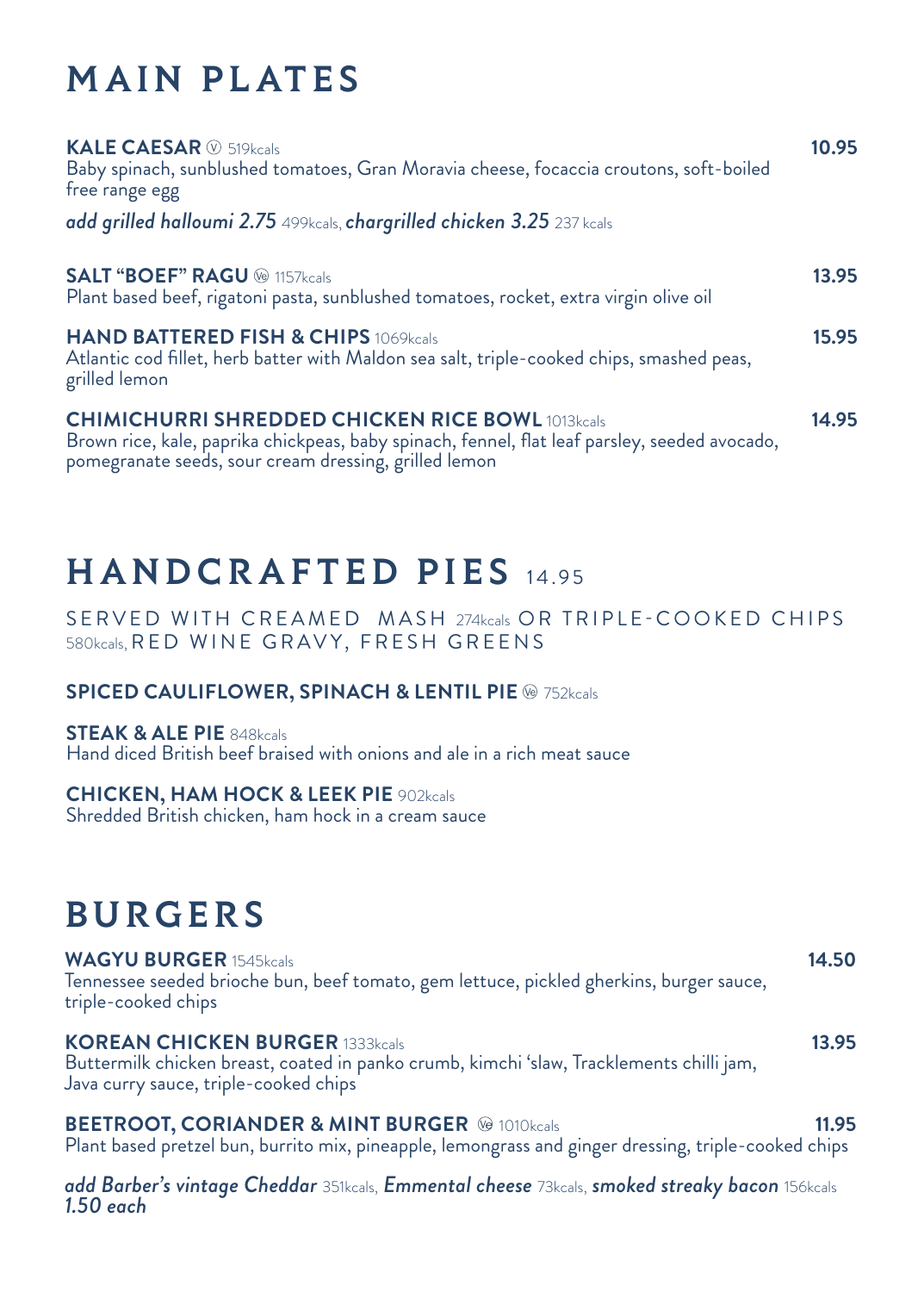# MAIN PLATES

**KALE CAESAR** Ⓥ 519kcals **10.95**
Baby spinach, sunblushed tomatoes, Gran Moravia cheese, focaccia croutons, soft-boiled free range egg

***add grilled halloumi 2.75*** *499kcals,* ***chargrilled chicken 3.25*** *237 kcals*

**SALT "BOEF" RAGU** Ⓥe 1157kcals **13.95**
Plant based beef, rigatoni pasta, sunblushed tomatoes, rocket, extra virgin olive oil

**HAND BATTERED FISH & CHIPS** 1069kcals **15.95**
Atlantic cod fillet, herb batter with Maldon sea salt, triple-cooked chips, smashed peas, grilled lemon

**CHIMICHURRI SHREDDED CHICKEN RICE BOWL** 1013kcals **14.95**
Brown rice, kale, paprika chickpeas, baby spinach, fennel, flat leaf parsley, seeded avocado, pomegranate seeds, sour cream dressing, grilled lemon

# HANDCRAFTED PIES 14.95

SERVED WITH CREAMED MASH 274kcals OR TRIPLE-COOKED CHIPS 580kcals, RED WINE GRAVY, FRESH GREENS

**SPICED CAULIFLOWER, SPINACH & LENTIL PIE** Ⓥe 752kcals

**STEAK & ALE PIE** 848kcals
Hand diced British beef braised with onions and ale in a rich meat sauce

**CHICKEN, HAM HOCK & LEEK PIE** 902kcals
Shredded British chicken, ham hock in a cream sauce

# BURGERS

**WAGYU BURGER** 1545kcals **14.50**
Tennessee seeded brioche bun, beef tomato, gem lettuce, pickled gherkins, burger sauce, triple-cooked chips

**KOREAN CHICKEN BURGER** 1333kcals **13.95**
Buttermilk chicken breast, coated in panko crumb, kimchi 'slaw, Tracklements chilli jam, Java curry sauce, triple-cooked chips

**BEETROOT, CORIANDER & MINT BURGER** Ⓥe 1010kcals **11.95**
Plant based pretzel bun, burrito mix, pineapple, lemongrass and ginger dressing, triple-cooked chips

***add Barber's vintage Cheddar*** *351kcals,* ***Emmental cheese*** *73kcals,* ***smoked streaky bacon*** *156kcals* ***1.50 each***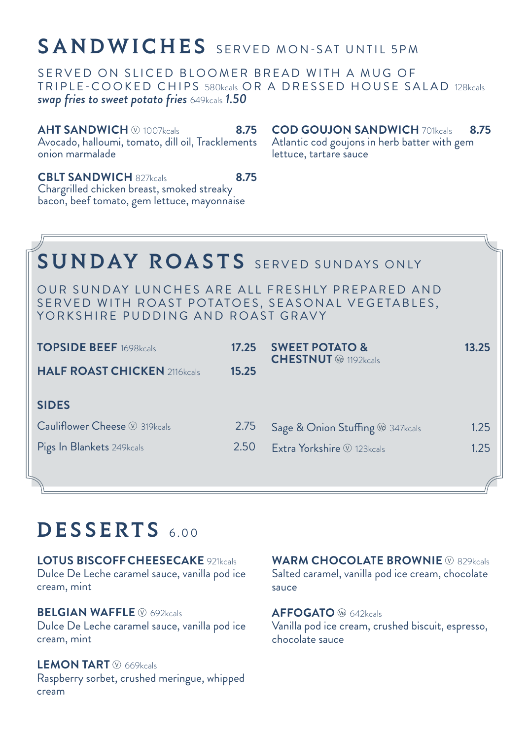# SANDWICHES SERVED MON-SAT UNTIL 5PM

SERVED ON SLICED BLOOMER BREAD WITH A MUG OF TRIPLE-COOKED CHIPS 580kcals OR A DRESSED HOUSE SALAD 128kcals
*swap fries to sweet potato fries* 649kcals ***1.50***

**AHT SANDWICH** Ⓥ 1007kcals **8.75**
Avocado, halloumi, tomato, dill oil, Tracklements onion marmalade

**CBLT SANDWICH** 827kcals **8.75**
Chargrilled chicken breast, smoked streaky bacon, beef tomato, gem lettuce, mayonnaise

**COD GOUJON SANDWICH** 701kcals **8.75**
Atlantic cod goujons in herb batter with gem lettuce, tartare sauce

# SUNDAY ROASTS SERVED SUNDAYS ONLY

OUR SUNDAY LUNCHES ARE ALL FRESHLY PREPARED AND SERVED WITH ROAST POTATOES, SEASONAL VEGETABLES, YORKSHIRE PUDDING AND ROAST GRAVY

**TOPSIDE BEEF** 1698kcals **17.25**

**HALF ROAST CHICKEN** 2116kcals **15.25**

**SWEET POTATO & CHESTNUT** Ⓥe 1192kcals **13.25**

## SIDES

Cauliflower Cheese Ⓥ 319kcals 2.75

Pigs In Blankets 249kcals 2.50

Sage & Onion Stuffing Ⓥe 347kcals 1.25

Extra Yorkshire Ⓥ 123kcals 1.25

# DESSERTS 6.00

**LOTUS BISCOFF CHEESECAKE** 921kcals
Dulce De Leche caramel sauce, vanilla pod ice cream, mint

**BELGIAN WAFFLE** Ⓥ 692kcals
Dulce De Leche caramel sauce, vanilla pod ice cream, mint

**LEMON TART** Ⓥ 669kcals
Raspberry sorbet, crushed meringue, whipped cream

**WARM CHOCOLATE BROWNIE** Ⓥ 829kcals
Salted caramel, vanilla pod ice cream, chocolate sauce

**AFFOGATO** Ⓥe 642kcals
Vanilla pod ice cream, crushed biscuit, espresso, chocolate sauce